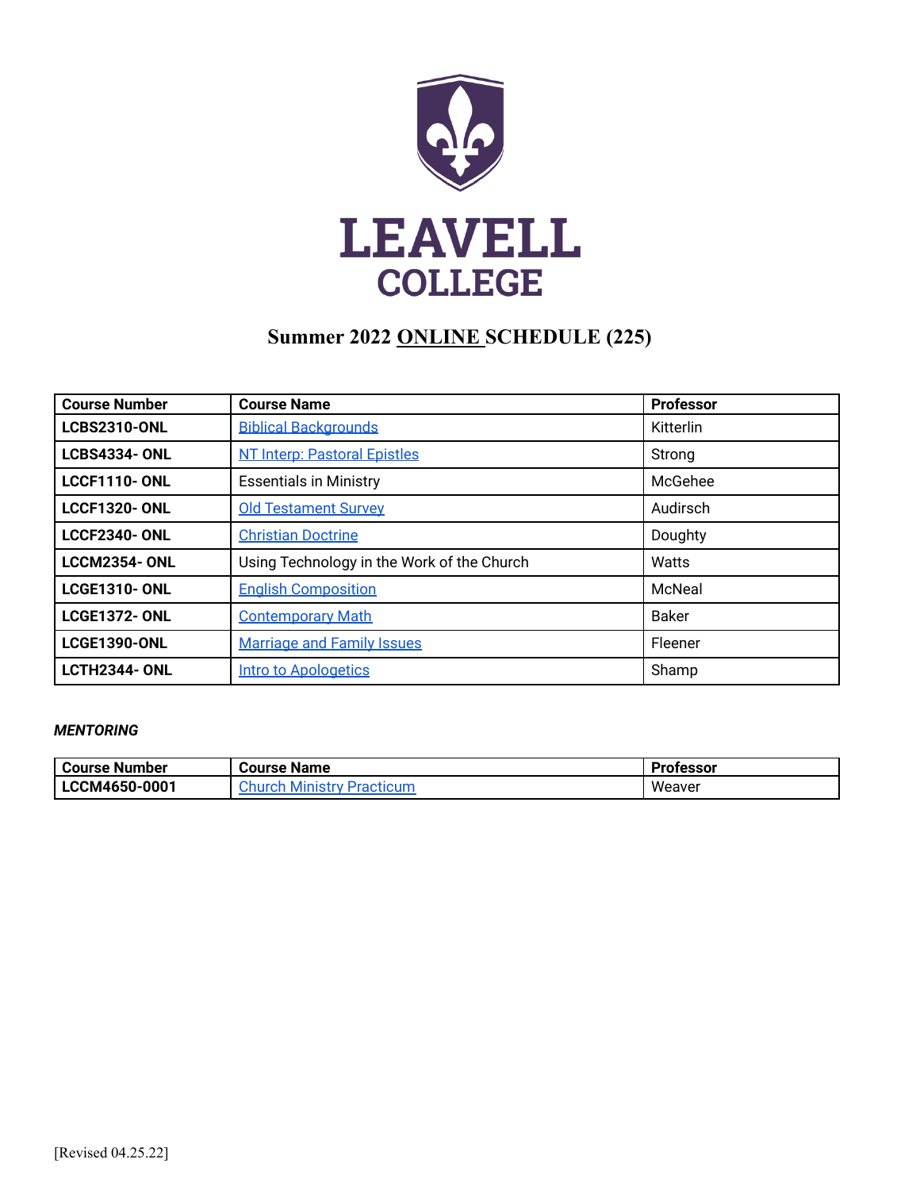LEAVELL
COLLEGE

# Summer 2022 <u>ONLINE</u> SCHEDULE (225)

| Course Number | Course Name | Professor |
|---|---|---|
| **LCBS2310-ONL** | Biblical Backgrounds | Kitterlin |
| **LCBS4334- ONL** | NT Interp: Pastoral Epistles | Strong |
| **LCCF1110- ONL** | Essentials in Ministry | McGehee |
| **LCCF1320- ONL** | Old Testament Survey | Audirsch |
| **LCCF2340- ONL** | Christian Doctrine | Doughty |
| **LCCM2354- ONL** | Using Technology in the Work of the Church | Watts |
| **LCGE1310- ONL** | English Composition | McNeal |
| **LCGE1372- ONL** | Contemporary Math | Baker |
| **LCGE1390-ONL** | Marriage and Family Issues | Fleener |
| **LCTH2344- ONL** | Intro to Apologetics | Shamp |

***MENTORING***

| Course Number | Course Name | Professor |
|---|---|---|
| **LCCM4650-0001** | Church Ministry Practicum | Weaver |

[Revised 04.25.22]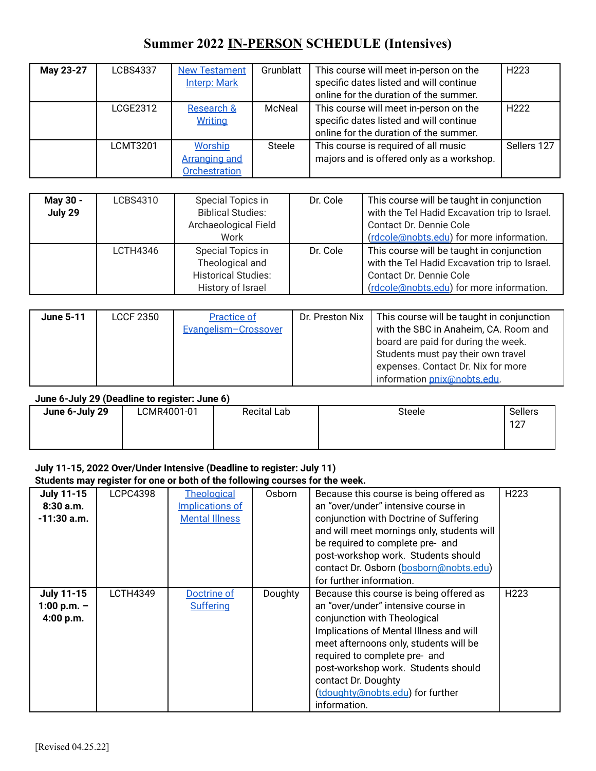# Summer 2022 IN-PERSON SCHEDULE (Intensives)

| | | | | | |
|---|---|---|---|---|---|
| **May 23-27** | LCBS4337 | New Testament Interp: Mark | Grunblatt | This course will meet in-person on the specific dates listed and will continue online for the duration of the summer. | H223 |
| | LCGE2312 | Research & Writing | McNeal | This course will meet in-person on the specific dates listed and will continue online for the duration of the summer. | H222 |
| | LCMT3201 | Worship Arranging and Orchestration | Steele | This course is required of all music majors and is offered only as a workshop. | Sellers 127 |

| | | | | |
|---|---|---|---|---|
| **May 30 - July 29** | LCBS4310 | Special Topics in Biblical Studies: Archaeological Field Work | Dr. Cole | This course will be taught in conjunction with the Tel Hadid Excavation trip to Israel. Contact Dr. Dennie Cole (rdcole@nobts.edu) for more information. |
| | LCTH4346 | Special Topics in Theological and Historical Studies: History of Israel | Dr. Cole | This course will be taught in conjunction with the Tel Hadid Excavation trip to Israel. Contact Dr. Dennie Cole (rdcole@nobts.edu) for more information. |

| | | | | |
|---|---|---|---|---|
| **June 5-11** | LCCF 2350 | Practice of Evangelism–Crossover | Dr. Preston Nix | This course will be taught in conjunction with the SBC in Anaheim, CA. Room and board are paid for during the week. Students must pay their own travel expenses. Contact Dr. Nix for more information pnix@nobts.edu. |

**June 6-July 29 (Deadline to register: June 6)**

| | | | | |
|---|---|---|---|---|
| **June 6-July 29** | LCMR4001-01 | Recital Lab | Steele | Sellers 127 |

**July 11-15, 2022 Over/Under Intensive (Deadline to register: July 11)**
**Students may register for one or both of the following courses for the week.**

| | | | | | |
|---|---|---|---|---|---|
| **July 11-15 8:30 a.m. -11:30 a.m.** | LCPC4398 | Theological Implications of Mental Illness | Osborn | Because this course is being offered as an "over/under" intensive course in conjunction with Doctrine of Suffering and will meet mornings only, students will be required to complete pre- and post-workshop work. Students should contact Dr. Osborn (bosborn@nobts.edu) for further information. | H223 |
| **July 11-15 1:00 p.m. – 4:00 p.m.** | LCTH4349 | Doctrine of Suffering | Doughty | Because this course is being offered as an "over/under" intensive course in conjunction with Theological Implications of Mental Illness and will meet afternoons only, students will be required to complete pre- and post-workshop work. Students should contact Dr. Doughty (tdoughty@nobts.edu) for further information. | H223 |

[Revised 04.25.22]